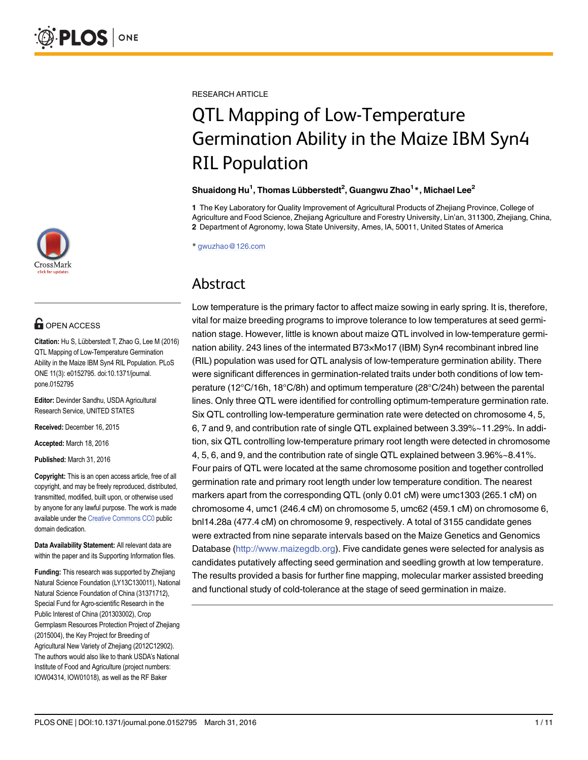RESEARCH ARTICLE

# QTL Mapping of Low-Temperature Germination Ability in the Maize IBM Syn4 RIL Population

**Shuaidong Hu[1], Thomas Lübberstedt[2], Guangwu Zhao[1]*, Michael Lee[2]**

**1** The Key Laboratory for Quality Improvement of Agricultural Products of Zhejiang Province, College of Agriculture and Food Science, Zhejiang Agriculture and Forestry University, Lin'an, 311300, Zhejiang, China, **2** Department of Agronomy, Iowa State University, Ames, IA, 50011, United States of America

* gwuzhao@126.com

## Abstract

Low temperature is the primary factor to affect maize sowing in early spring. It is, therefore, vital for maize breeding programs to improve tolerance to low temperatures at seed germination stage. However, little is known about maize QTL involved in low-temperature germination ability. 243 lines of the intermated B73×Mo17 (IBM) Syn4 recombinant inbred line (RIL) population was used for QTL analysis of low-temperature germination ability. There were significant differences in germination-related traits under both conditions of low temperature (12°C/16h, 18°C/8h) and optimum temperature (28°C/24h) between the parental lines. Only three QTL were identified for controlling optimum-temperature germination rate. Six QTL controlling low-temperature germination rate were detected on chromosome 4, 5, 6, 7 and 9, and contribution rate of single QTL explained between 3.39%~11.29%. In addition, six QTL controlling low-temperature primary root length were detected in chromosome 4, 5, 6, and 9, and the contribution rate of single QTL explained between 3.96%~8.41%. Four pairs of QTL were located at the same chromosome position and together controlled germination rate and primary root length under low temperature condition. The nearest markers apart from the corresponding QTL (only 0.01 cM) were umc1303 (265.1 cM) on chromosome 4, umc1 (246.4 cM) on chromosome 5, umc62 (459.1 cM) on chromosome 6, bnl14.28a (477.4 cM) on chromosome 9, respectively. A total of 3155 candidate genes were extracted from nine separate intervals based on the Maize Genetics and Genomics Database (http://www.maizegdb.org). Five candidate genes were selected for analysis as candidates putatively affecting seed germination and seedling growth at low temperature. The results provided a basis for further fine mapping, molecular marker assisted breeding and functional study of cold-tolerance at the stage of seed germination in maize.

OPEN ACCESS

**Citation:** Hu S, Lübberstedt T, Zhao G, Lee M (2016) QTL Mapping of Low-Temperature Germination Ability in the Maize IBM Syn4 RIL Population. PLoS ONE 11(3): e0152795. doi:10.1371/journal.pone.0152795

**Editor:** Devinder Sandhu, USDA Agricultural Research Service, UNITED STATES

**Received:** December 16, 2015

**Accepted:** March 18, 2016

**Published:** March 31, 2016

**Copyright:** This is an open access article, free of all copyright, and may be freely reproduced, distributed, transmitted, modified, built upon, or otherwise used by anyone for any lawful purpose. The work is made available under the Creative Commons CC0 public domain dedication.

**Data Availability Statement:** All relevant data are within the paper and its Supporting Information files.

**Funding:** This research was supported by Zhejiang Natural Science Foundation (LY13C130011), National Natural Science Foundation of China (31371712), Special Fund for Agro-scientific Research in the Public Interest of China (201303002), Crop Germplasm Resources Protection Project of Zhejiang (2015004), the Key Project for Breeding of Agricultural New Variety of Zhejiang (2012C12902). The authors would also like to thank USDA's National Institute of Food and Agriculture (project numbers: IOW04314, IOW01018), as well as the RF Baker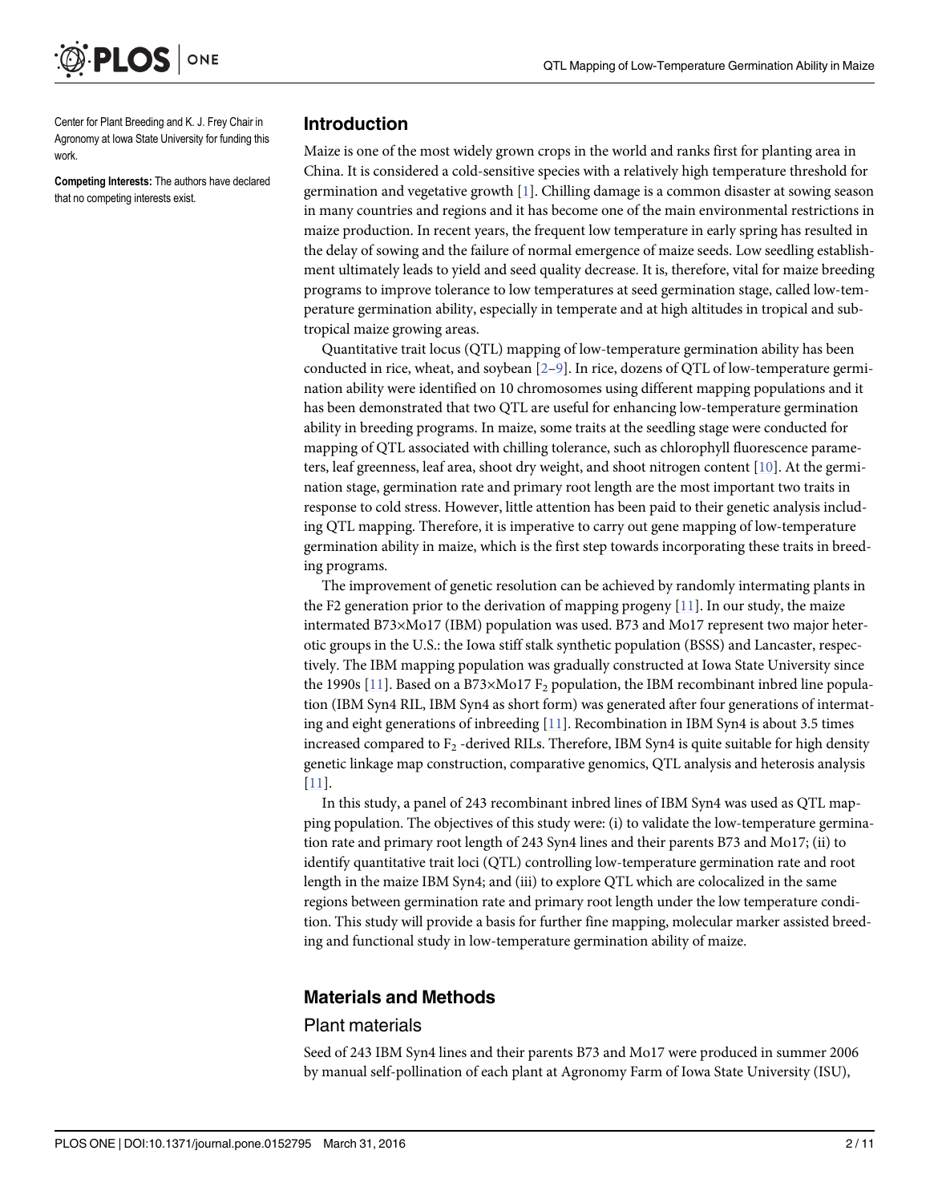Center for Plant Breeding and K. J. Frey Chair in Agronomy at Iowa State University for funding this work.

**Competing Interests:** The authors have declared that no competing interests exist.

## Introduction

Maize is one of the most widely grown crops in the world and ranks first for planting area in China. It is considered a cold-sensitive species with a relatively high temperature threshold for germination and vegetative growth [1]. Chilling damage is a common disaster at sowing season in many countries and regions and it has become one of the main environmental restrictions in maize production. In recent years, the frequent low temperature in early spring has resulted in the delay of sowing and the failure of normal emergence of maize seeds. Low seedling establishment ultimately leads to yield and seed quality decrease. It is, therefore, vital for maize breeding programs to improve tolerance to low temperatures at seed germination stage, called low-temperature germination ability, especially in temperate and at high altitudes in tropical and subtropical maize growing areas.

Quantitative trait locus (QTL) mapping of low-temperature germination ability has been conducted in rice, wheat, and soybean [2–9]. In rice, dozens of QTL of low-temperature germination ability were identified on 10 chromosomes using different mapping populations and it has been demonstrated that two QTL are useful for enhancing low-temperature germination ability in breeding programs. In maize, some traits at the seedling stage were conducted for mapping of QTL associated with chilling tolerance, such as chlorophyll fluorescence parameters, leaf greenness, leaf area, shoot dry weight, and shoot nitrogen content [10]. At the germination stage, germination rate and primary root length are the most important two traits in response to cold stress. However, little attention has been paid to their genetic analysis including QTL mapping. Therefore, it is imperative to carry out gene mapping of low-temperature germination ability in maize, which is the first step towards incorporating these traits in breeding programs.

The improvement of genetic resolution can be achieved by randomly intermating plants in the F2 generation prior to the derivation of mapping progeny [11]. In our study, the maize intermated B73×Mo17 (IBM) population was used. B73 and Mo17 represent two major heterotic groups in the U.S.: the Iowa stiff stalk synthetic population (BSSS) and Lancaster, respectively. The IBM mapping population was gradually constructed at Iowa State University since the 1990s [11]. Based on a B73×Mo17 $F_2$ population, the IBM recombinant inbred line population (IBM Syn4 RIL, IBM Syn4 as short form) was generated after four generations of intermating and eight generations of inbreeding [11]. Recombination in IBM Syn4 is about 3.5 times increased compared to $F_2$ -derived RILs. Therefore, IBM Syn4 is quite suitable for high density genetic linkage map construction, comparative genomics, QTL analysis and heterosis analysis [11].

In this study, a panel of 243 recombinant inbred lines of IBM Syn4 was used as QTL mapping population. The objectives of this study were: (i) to validate the low-temperature germination rate and primary root length of 243 Syn4 lines and their parents B73 and Mo17; (ii) to identify quantitative trait loci (QTL) controlling low-temperature germination rate and root length in the maize IBM Syn4; and (iii) to explore QTL which are colocalized in the same regions between germination rate and primary root length under the low temperature condition. This study will provide a basis for further fine mapping, molecular marker assisted breeding and functional study in low-temperature germination ability of maize.

## Materials and Methods

### Plant materials

Seed of 243 IBM Syn4 lines and their parents B73 and Mo17 were produced in summer 2006 by manual self-pollination of each plant at Agronomy Farm of Iowa State University (ISU),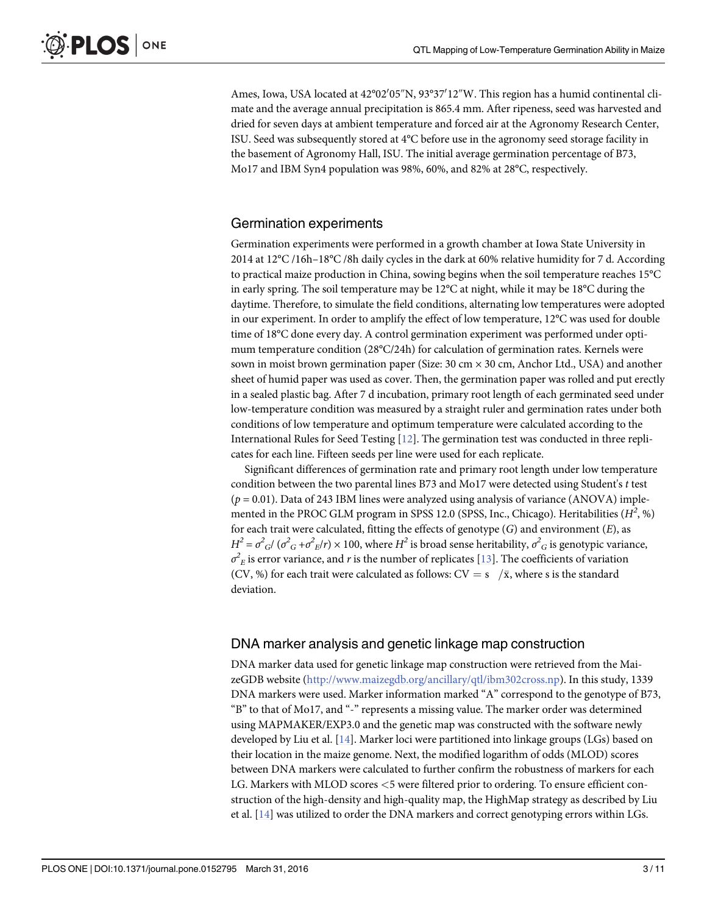Ames, Iowa, USA located at 42°02′05″N, 93°37′12″W. This region has a humid continental climate and the average annual precipitation is 865.4 mm. After ripeness, seed was harvested and dried for seven days at ambient temperature and forced air at the Agronomy Research Center, ISU. Seed was subsequently stored at 4°C before use in the agronomy seed storage facility in the basement of Agronomy Hall, ISU. The initial average germination percentage of B73, Mo17 and IBM Syn4 population was 98%, 60%, and 82% at 28°C, respectively.

## Germination experiments

Germination experiments were performed in a growth chamber at Iowa State University in 2014 at 12°C /16h–18°C /8h daily cycles in the dark at 60% relative humidity for 7 d. According to practical maize production in China, sowing begins when the soil temperature reaches 15°C in early spring. The soil temperature may be 12°C at night, while it may be 18°C during the daytime. Therefore, to simulate the field conditions, alternating low temperatures were adopted in our experiment. In order to amplify the effect of low temperature, 12°C was used for double time of 18°C done every day. A control germination experiment was performed under optimum temperature condition (28°C/24h) for calculation of germination rates. Kernels were sown in moist brown germination paper (Size: 30 cm × 30 cm, Anchor Ltd., USA) and another sheet of humid paper was used as cover. Then, the germination paper was rolled and put erectly in a sealed plastic bag. After 7 d incubation, primary root length of each germinated seed under low-temperature condition was measured by a straight ruler and germination rates under both conditions of low temperature and optimum temperature were calculated according to the International Rules for Seed Testing [12]. The germination test was conducted in three replicates for each line. Fifteen seeds per line were used for each replicate.

Significant differences of germination rate and primary root length under low temperature condition between the two parental lines B73 and Mo17 were detected using Student's *t* test ($p = 0.01$). Data of 243 IBM lines were analyzed using analysis of variance (ANOVA) implemented in the PROC GLM program in SPSS 12.0 (SPSS, Inc., Chicago). Heritabilities ($H^2$, %) for each trait were calculated, fitting the effects of genotype ($G$) and environment ($E$), as $H^2 = \sigma^2_G / (\sigma^2_G + \sigma^2_E / r) \times 100$, where $H^2$ is broad sense heritability, $\sigma^2_G$ is genotypic variance, $\sigma^2_E$ is error variance, and $r$ is the number of replicates [13]. The coefficients of variation (CV, %) for each trait were calculated as follows: $\mathrm{CV} = \mathrm{s} \ / \bar{\mathrm{x}}$, where s is the standard deviation.

## DNA marker analysis and genetic linkage map construction

DNA marker data used for genetic linkage map construction were retrieved from the MaizeGDB website (http://www.maizegdb.org/ancillary/qtl/ibm302cross.np). In this study, 1339 DNA markers were used. Marker information marked "A" correspond to the genotype of B73, "B" to that of Mo17, and "-" represents a missing value. The marker order was determined using MAPMAKER/EXP3.0 and the genetic map was constructed with the software newly developed by Liu et al. [14]. Marker loci were partitioned into linkage groups (LGs) based on their location in the maize genome. Next, the modified logarithm of odds (MLOD) scores between DNA markers were calculated to further confirm the robustness of markers for each LG. Markers with MLOD scores <5 were filtered prior to ordering. To ensure efficient construction of the high-density and high-quality map, the HighMap strategy as described by Liu et al. [14] was utilized to order the DNA markers and correct genotyping errors within LGs.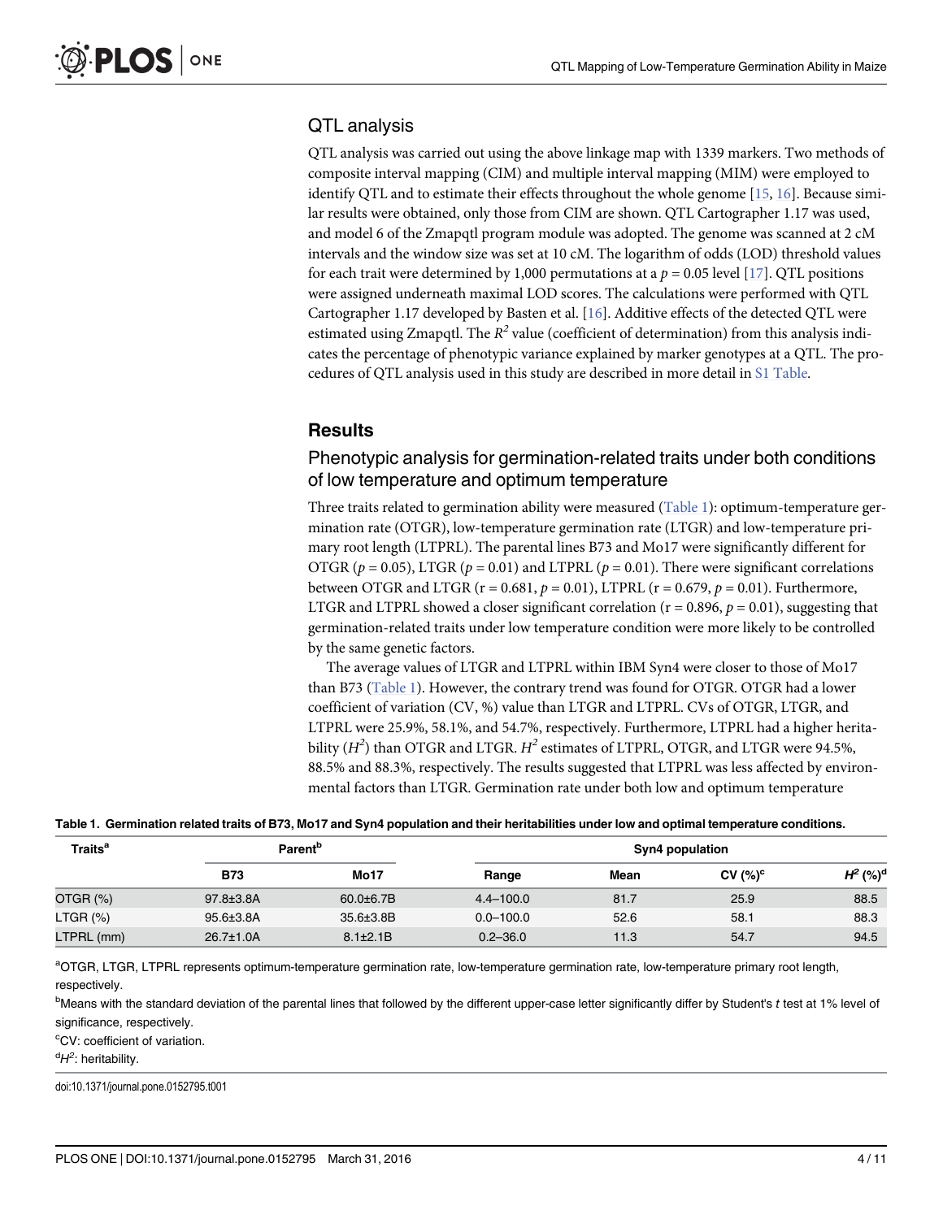## QTL analysis

QTL analysis was carried out using the above linkage map with 1339 markers. Two methods of composite interval mapping (CIM) and multiple interval mapping (MIM) were employed to identify QTL and to estimate their effects throughout the whole genome [15, 16]. Because similar results were obtained, only those from CIM are shown. QTL Cartographer 1.17 was used, and model 6 of the Zmapqtl program module was adopted. The genome was scanned at 2 cM intervals and the window size was set at 10 cM. The logarithm of odds (LOD) threshold values for each trait were determined by 1,000 permutations at a $p = 0.05$ level [17]. QTL positions were assigned underneath maximal LOD scores. The calculations were performed with QTL Cartographer 1.17 developed by Basten et al. [16]. Additive effects of the detected QTL were estimated using Zmapqtl. The $R^2$ value (coefficient of determination) from this analysis indicates the percentage of phenotypic variance explained by marker genotypes at a QTL. The procedures of QTL analysis used in this study are described in more detail in S1 Table.

# Results

## Phenotypic analysis for germination-related traits under both conditions of low temperature and optimum temperature

Three traits related to germination ability were measured (Table 1): optimum-temperature germination rate (OTGR), low-temperature germination rate (LTGR) and low-temperature primary root length (LTPRL). The parental lines B73 and Mo17 were significantly different for OTGR ($p = 0.05$), LTGR ($p = 0.01$) and LTPRL ($p = 0.01$). There were significant correlations between OTGR and LTGR ($r = 0.681$, $p = 0.01$), LTPRL ($r = 0.679$, $p = 0.01$). Furthermore, LTGR and LTPRL showed a closer significant correlation ($r = 0.896$, $p = 0.01$), suggesting that germination-related traits under low temperature condition were more likely to be controlled by the same genetic factors.

The average values of LTGR and LTPRL within IBM Syn4 were closer to those of Mo17 than B73 (Table 1). However, the contrary trend was found for OTGR. OTGR had a lower coefficient of variation (CV, %) value than LTGR and LTPRL. CVs of OTGR, LTGR, and LTPRL were 25.9%, 58.1%, and 54.7%, respectively. Furthermore, LTPRL had a higher heritability ($H^2$) than OTGR and LTGR. $H^2$ estimates of LTPRL, OTGR, and LTGR were 94.5%, 88.5% and 88.3%, respectively. The results suggested that LTPRL was less affected by environmental factors than LTGR. Germination rate under both low and optimum temperature

**Table 1. Germination related traits of B73, Mo17 and Syn4 population and their heritabilities under low and optimal temperature conditions.**

| Traits[a] | Parent[b] | | Syn4 population | | | |
|---|---|---|---|---|---|---|
| | B73 | Mo17 | Range | Mean | CV (%)[c] | $H^2$ (%)[d] |
| OTGR (%) | 97.8±3.8A | 60.0±6.7B | 4.4–100.0 | 81.7 | 25.9 | 88.5 |
| LTGR (%) | 95.6±3.8A | 35.6±3.8B | 0.0–100.0 | 52.6 | 58.1 | 88.3 |
| LTPRL (mm) | 26.7±1.0A | 8.1±2.1B | 0.2–36.0 | 11.3 | 54.7 | 94.5 |

[a]OTGR, LTGR, LTPRL represents optimum-temperature germination rate, low-temperature germination rate, low-temperature primary root length, respectively.

[b]Means with the standard deviation of the parental lines that followed by the different upper-case letter significantly differ by Student's *t* test at 1% level of significance, respectively.

[c]CV: coefficient of variation.

[d]$H^2$: heritability.

doi:10.1371/journal.pone.0152795.t001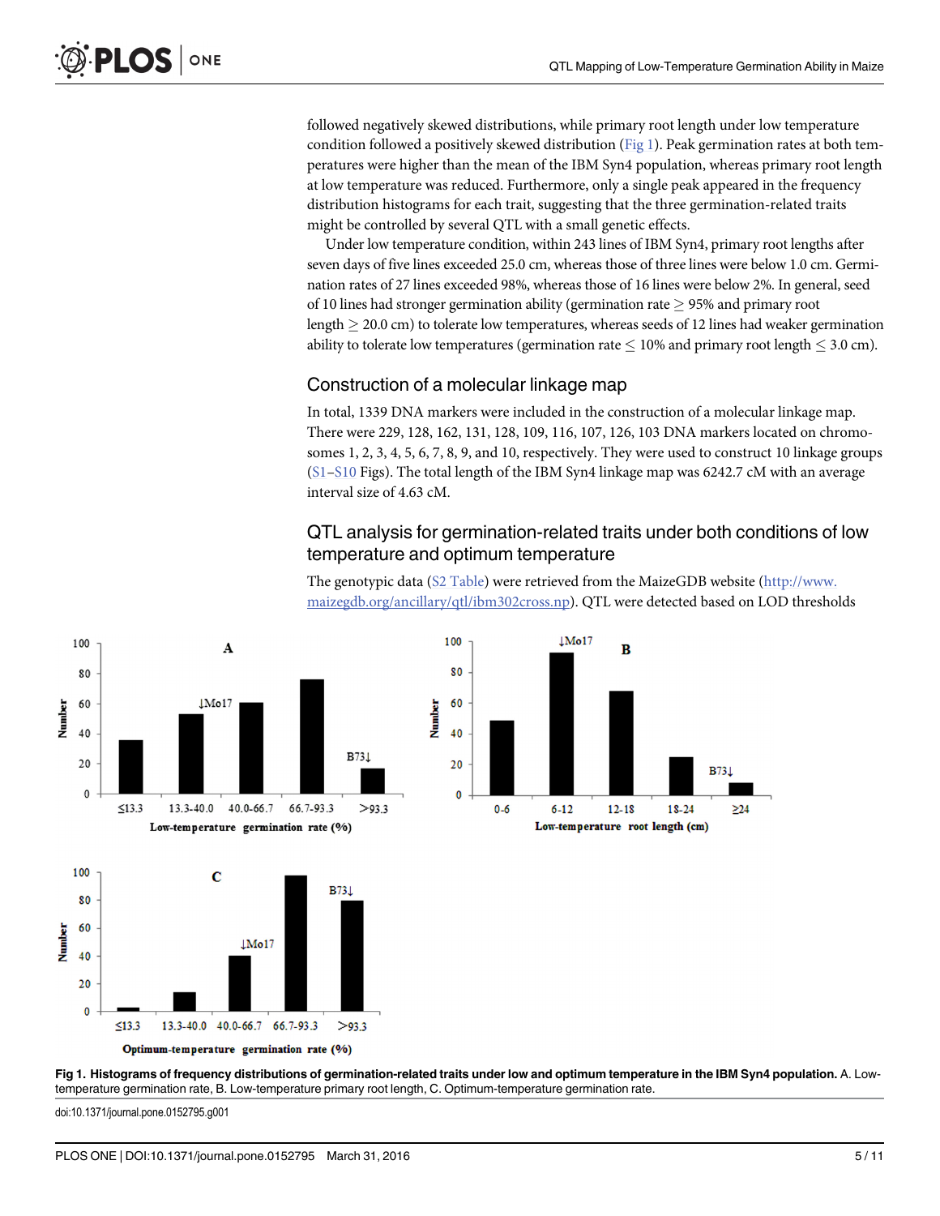followed negatively skewed distributions, while primary root length under low temperature condition followed a positively skewed distribution (Fig 1). Peak germination rates at both temperatures were higher than the mean of the IBM Syn4 population, whereas primary root length at low temperature was reduced. Furthermore, only a single peak appeared in the frequency distribution histograms for each trait, suggesting that the three germination-related traits might be controlled by several QTL with a small genetic effects.

Under low temperature condition, within 243 lines of IBM Syn4, primary root lengths after seven days of five lines exceeded 25.0 cm, whereas those of three lines were below 1.0 cm. Germination rates of 27 lines exceeded 98%, whereas those of 16 lines were below 2%. In general, seed of 10 lines had stronger germination ability (germination rate $\geq$ 95% and primary root length $\geq$ 20.0 cm) to tolerate low temperatures, whereas seeds of 12 lines had weaker germination ability to tolerate low temperatures (germination rate $\leq$ 10% and primary root length $\leq$ 3.0 cm).

### Construction of a molecular linkage map

In total, 1339 DNA markers were included in the construction of a molecular linkage map. There were 229, 128, 162, 131, 128, 109, 116, 107, 126, 103 DNA markers located on chromosomes 1, 2, 3, 4, 5, 6, 7, 8, 9, and 10, respectively. They were used to construct 10 linkage groups (S1–S10 Figs). The total length of the IBM Syn4 linkage map was 6242.7 cM with an average interval size of 4.63 cM.

### QTL analysis for germination-related traits under both conditions of low temperature and optimum temperature

The genotypic data (S2 Table) were retrieved from the MaizeGDB website (http://www.maizegdb.org/ancillary/qtl/ibm302cross.np). QTL were detected based on LOD thresholds

**Fig 1. Histograms of frequency distributions of germination-related traits under low and optimum temperature in the IBM Syn4 population.** A. Low-temperature germination rate, B. Low-temperature primary root length, C. Optimum-temperature germination rate.

doi:10.1371/journal.pone.0152795.g001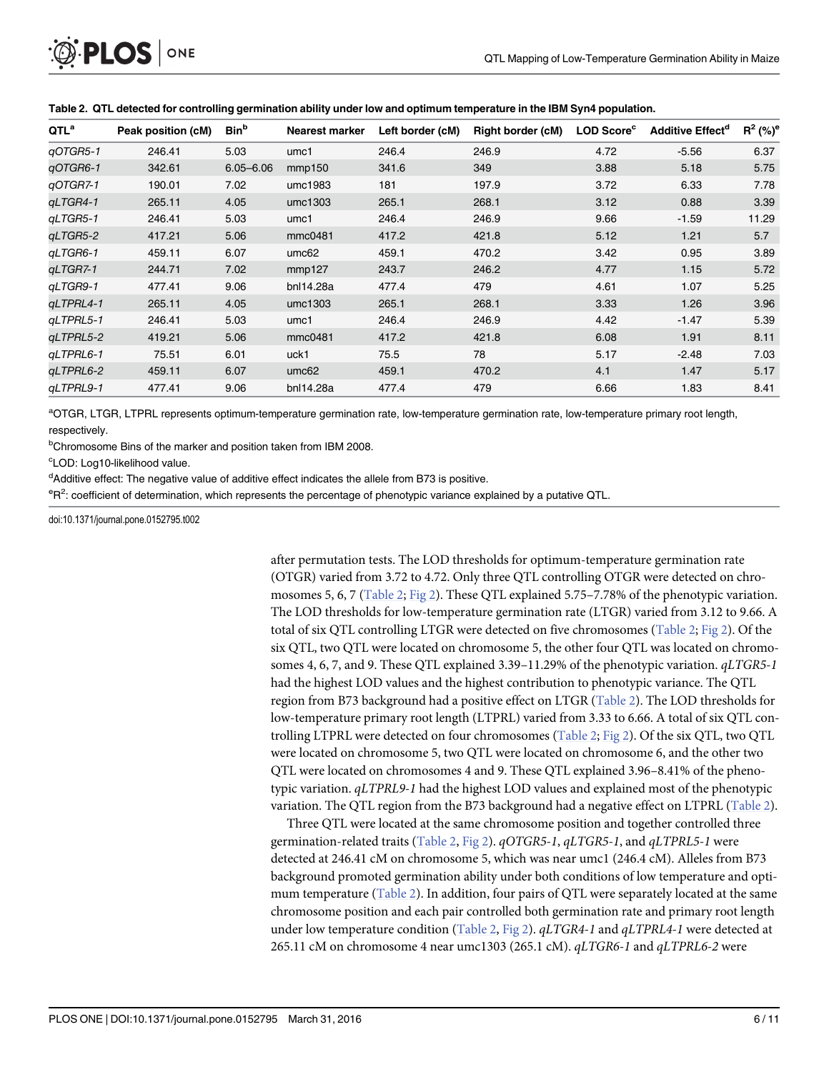**Table 2. QTL detected for controlling germination ability under low and optimum temperature in the IBM Syn4 population.**

| QTL[a] | Peak position (cM) | Bin[b] | Nearest marker | Left border (cM) | Right border (cM) | LOD Score[c] | Additive Effect[d] | $R^2$ (%)[e] |
|---|---|---|---|---|---|---|---|---|
| *qOTGR5-1* | 246.41 | 5.03 | umc1 | 246.4 | 246.9 | 4.72 | -5.56 | 6.37 |
| *qOTGR6-1* | 342.61 | 6.05–6.06 | mmp150 | 341.6 | 349 | 3.88 | 5.18 | 5.75 |
| *qOTGR7-1* | 190.01 | 7.02 | umc1983 | 181 | 197.9 | 3.72 | 6.33 | 7.78 |
| *qLTGR4-1* | 265.11 | 4.05 | umc1303 | 265.1 | 268.1 | 3.12 | 0.88 | 3.39 |
| *qLTGR5-1* | 246.41 | 5.03 | umc1 | 246.4 | 246.9 | 9.66 | -1.59 | 11.29 |
| *qLTGR5-2* | 417.21 | 5.06 | mmc0481 | 417.2 | 421.8 | 5.12 | 1.21 | 5.7 |
| *qLTGR6-1* | 459.11 | 6.07 | umc62 | 459.1 | 470.2 | 3.42 | 0.95 | 3.89 |
| *qLTGR7-1* | 244.71 | 7.02 | mmp127 | 243.7 | 246.2 | 4.77 | 1.15 | 5.72 |
| *qLTGR9-1* | 477.41 | 9.06 | bnl14.28a | 477.4 | 479 | 4.61 | 1.07 | 5.25 |
| *qLTPRL4-1* | 265.11 | 4.05 | umc1303 | 265.1 | 268.1 | 3.33 | 1.26 | 3.96 |
| *qLTPRL5-1* | 246.41 | 5.03 | umc1 | 246.4 | 246.9 | 4.42 | -1.47 | 5.39 |
| *qLTPRL5-2* | 419.21 | 5.06 | mmc0481 | 417.2 | 421.8 | 6.08 | 1.91 | 8.11 |
| *qLTPRL6-1* | 75.51 | 6.01 | uck1 | 75.5 | 78 | 5.17 | -2.48 | 7.03 |
| *qLTPRL6-2* | 459.11 | 6.07 | umc62 | 459.1 | 470.2 | 4.1 | 1.47 | 5.17 |
| *qLTPRL9-1* | 477.41 | 9.06 | bnl14.28a | 477.4 | 479 | 6.66 | 1.83 | 8.41 |

[a]OTGR, LTGR, LTPRL represents optimum-temperature germination rate, low-temperature germination rate, low-temperature primary root length, respectively.

[b]Chromosome Bins of the marker and position taken from IBM 2008.

[c]LOD: Log10-likelihood value.

[d]Additive effect: The negative value of additive effect indicates the allele from B73 is positive.

[e]$R^2$: coefficient of determination, which represents the percentage of phenotypic variance explained by a putative QTL.

doi:10.1371/journal.pone.0152795.t002

after permutation tests. The LOD thresholds for optimum-temperature germination rate (OTGR) varied from 3.72 to 4.72. Only three QTL controlling OTGR were detected on chromosomes 5, 6, 7 (Table 2; Fig 2). These QTL explained 5.75–7.78% of the phenotypic variation. The LOD thresholds for low-temperature germination rate (LTGR) varied from 3.12 to 9.66. A total of six QTL controlling LTGR were detected on five chromosomes (Table 2; Fig 2). Of the six QTL, two QTL were located on chromosome 5, the other four QTL was located on chromosomes 4, 6, 7, and 9. These QTL explained 3.39–11.29% of the phenotypic variation. *qLTGR5-1* had the highest LOD values and the highest contribution to phenotypic variance. The QTL region from B73 background had a positive effect on LTGR (Table 2). The LOD thresholds for low-temperature primary root length (LTPRL) varied from 3.33 to 6.66. A total of six QTL controlling LTPRL were detected on four chromosomes (Table 2; Fig 2). Of the six QTL, two QTL were located on chromosome 5, two QTL were located on chromosome 6, and the other two QTL were located on chromosomes 4 and 9. These QTL explained 3.96–8.41% of the phenotypic variation. *qLTPRL9-1* had the highest LOD values and explained most of the phenotypic variation. The QTL region from the B73 background had a negative effect on LTPRL (Table 2).

Three QTL were located at the same chromosome position and together controlled three germination-related traits (Table 2, Fig 2). *qOTGR5-1*, *qLTGR5-1*, and *qLTPRL5-1* were detected at 246.41 cM on chromosome 5, which was near umc1 (246.4 cM). Alleles from B73 background promoted germination ability under both conditions of low temperature and optimum temperature (Table 2). In addition, four pairs of QTL were separately located at the same chromosome position and each pair controlled both germination rate and primary root length under low temperature condition (Table 2, Fig 2). *qLTGR4-1* and *qLTPRL4-1* were detected at 265.11 cM on chromosome 4 near umc1303 (265.1 cM). *qLTGR6-1* and *qLTPRL6-2* were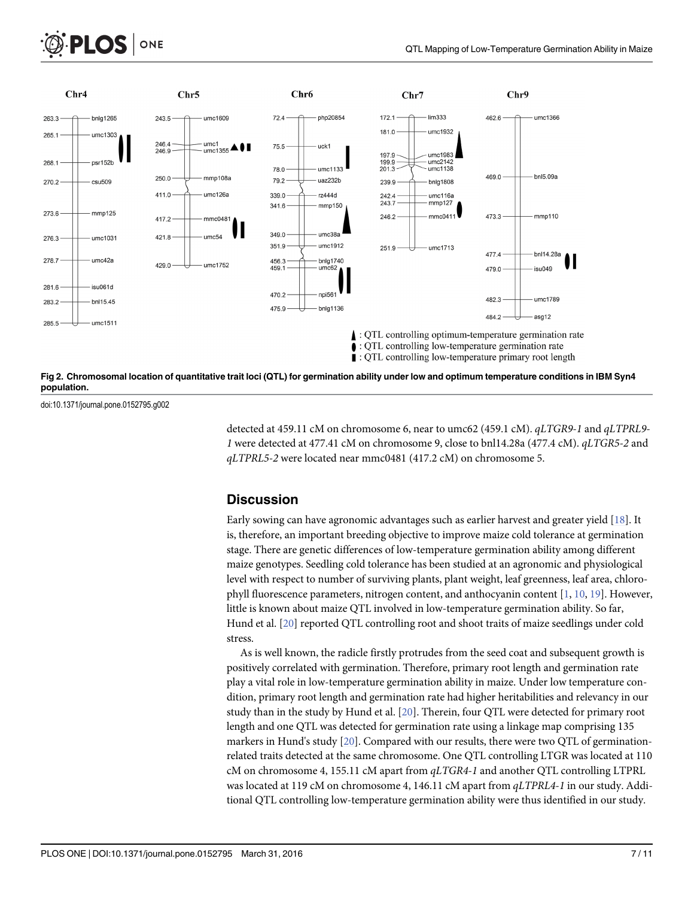Fig 2. Chromosomal location of quantitative trait loci (QTL) for germination ability under low and optimum temperature conditions in IBM Syn4 population.

doi:10.1371/journal.pone.0152795.g002

detected at 459.11 cM on chromosome 6, near to umc62 (459.1 cM). *qLTGR9-1* and *qLTPRL9-1* were detected at 477.41 cM on chromosome 9, close to bnl14.28a (477.4 cM). *qLTGR5-2* and *qLTPRL5-2* were located near mmc0481 (417.2 cM) on chromosome 5.

## Discussion

Early sowing can have agronomic advantages such as earlier harvest and greater yield [18]. It is, therefore, an important breeding objective to improve maize cold tolerance at germination stage. There are genetic differences of low-temperature germination ability among different maize genotypes. Seedling cold tolerance has been studied at an agronomic and physiological level with respect to number of surviving plants, plant weight, leaf greenness, leaf area, chlorophyll fluorescence parameters, nitrogen content, and anthocyanin content [1, 10, 19]. However, little is known about maize QTL involved in low-temperature germination ability. So far, Hund et al. [20] reported QTL controlling root and shoot traits of maize seedlings under cold stress.

As is well known, the radicle firstly protrudes from the seed coat and subsequent growth is positively correlated with germination. Therefore, primary root length and germination rate play a vital role in low-temperature germination ability in maize. Under low temperature condition, primary root length and germination rate had higher heritabilities and relevancy in our study than in the study by Hund et al. [20]. Therein, four QTL were detected for primary root length and one QTL was detected for germination rate using a linkage map comprising 135 markers in Hund's study [20]. Compared with our results, there were two QTL of germination-related traits detected at the same chromosome. One QTL controlling LTGR was located at 110 cM on chromosome 4, 155.11 cM apart from *qLTGR4-1* and another QTL controlling LTPRL was located at 119 cM on chromosome 4, 146.11 cM apart from *qLTPRL4-1* in our study. Additional QTL controlling low-temperature germination ability were thus identified in our study.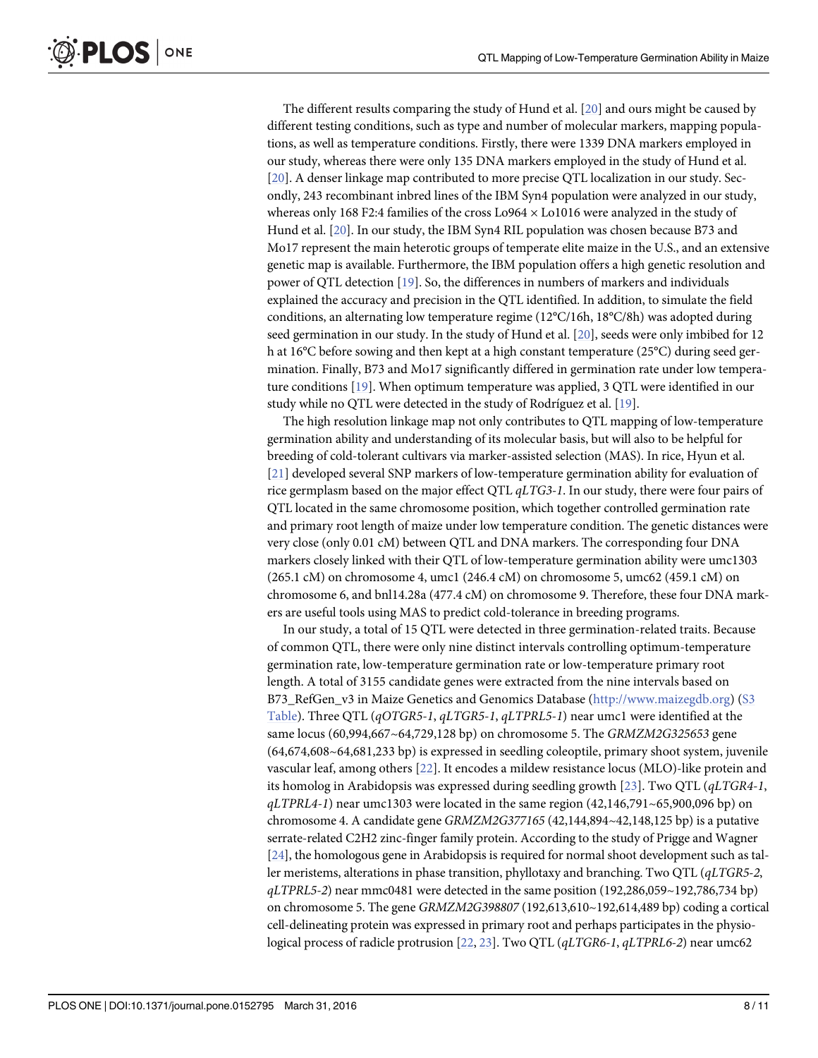The different results comparing the study of Hund et al. [20] and ours might be caused by different testing conditions, such as type and number of molecular markers, mapping populations, as well as temperature conditions. Firstly, there were 1339 DNA markers employed in our study, whereas there were only 135 DNA markers employed in the study of Hund et al. [20]. A denser linkage map contributed to more precise QTL localization in our study. Secondly, 243 recombinant inbred lines of the IBM Syn4 population were analyzed in our study, whereas only 168 F2:4 families of the cross Lo964 × Lo1016 were analyzed in the study of Hund et al. [20]. In our study, the IBM Syn4 RIL population was chosen because B73 and Mo17 represent the main heterotic groups of temperate elite maize in the U.S., and an extensive genetic map is available. Furthermore, the IBM population offers a high genetic resolution and power of QTL detection [19]. So, the differences in numbers of markers and individuals explained the accuracy and precision in the QTL identified. In addition, to simulate the field conditions, an alternating low temperature regime (12°C/16h, 18°C/8h) was adopted during seed germination in our study. In the study of Hund et al. [20], seeds were only imbibed for 12 h at 16°C before sowing and then kept at a high constant temperature (25°C) during seed germination. Finally, B73 and Mo17 significantly differed in germination rate under low temperature conditions [19]. When optimum temperature was applied, 3 QTL were identified in our study while no QTL were detected in the study of Rodríguez et al. [19].

The high resolution linkage map not only contributes to QTL mapping of low-temperature germination ability and understanding of its molecular basis, but will also to be helpful for breeding of cold-tolerant cultivars via marker-assisted selection (MAS). In rice, Hyun et al. [21] developed several SNP markers of low-temperature germination ability for evaluation of rice germplasm based on the major effect QTL *qLTG3-1*. In our study, there were four pairs of QTL located in the same chromosome position, which together controlled germination rate and primary root length of maize under low temperature condition. The genetic distances were very close (only 0.01 cM) between QTL and DNA markers. The corresponding four DNA markers closely linked with their QTL of low-temperature germination ability were umc1303 (265.1 cM) on chromosome 4, umc1 (246.4 cM) on chromosome 5, umc62 (459.1 cM) on chromosome 6, and bnl14.28a (477.4 cM) on chromosome 9. Therefore, these four DNA markers are useful tools using MAS to predict cold-tolerance in breeding programs.

In our study, a total of 15 QTL were detected in three germination-related traits. Because of common QTL, there were only nine distinct intervals controlling optimum-temperature germination rate, low-temperature germination rate or low-temperature primary root length. A total of 3155 candidate genes were extracted from the nine intervals based on B73_RefGen_v3 in Maize Genetics and Genomics Database (http://www.maizegdb.org) (S3 Table). Three QTL (*qOTGR5-1*, *qLTGR5-1*, *qLTPRL5-1*) near umc1 were identified at the same locus (60,994,667~64,729,128 bp) on chromosome 5. The *GRMZM2G325653* gene (64,674,608~64,681,233 bp) is expressed in seedling coleoptile, primary shoot system, juvenile vascular leaf, among others [22]. It encodes a mildew resistance locus (MLO)-like protein and its homolog in Arabidopsis was expressed during seedling growth [23]. Two QTL (*qLTGR4-1*, *qLTPRL4-1*) near umc1303 were located in the same region (42,146,791~65,900,096 bp) on chromosome 4. A candidate gene *GRMZM2G377165* (42,144,894~42,148,125 bp) is a putative serrate-related C2H2 zinc-finger family protein. According to the study of Prigge and Wagner [24], the homologous gene in Arabidopsis is required for normal shoot development such as taller meristems, alterations in phase transition, phyllotaxy and branching. Two QTL (*qLTGR5-2*, *qLTPRL5-2*) near mmc0481 were detected in the same position (192,286,059~192,786,734 bp) on chromosome 5. The gene *GRMZM2G398807* (192,613,610~192,614,489 bp) coding a cortical cell-delineating protein was expressed in primary root and perhaps participates in the physiological process of radicle protrusion [22, 23]. Two QTL (*qLTGR6-1*, *qLTPRL6-2*) near umc62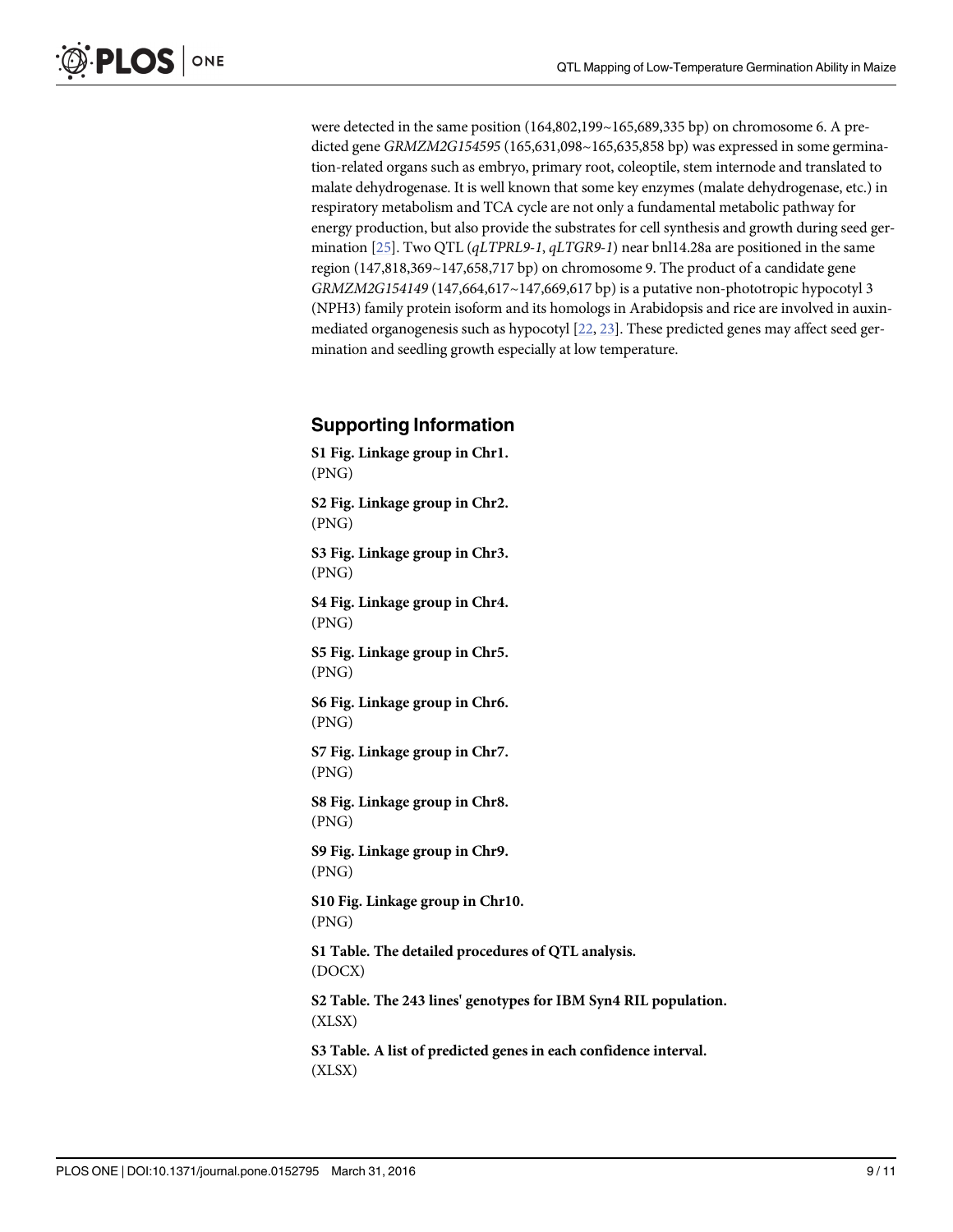were detected in the same position (164,802,199~165,689,335 bp) on chromosome 6. A predicted gene *GRMZM2G154595* (165,631,098~165,635,858 bp) was expressed in some germination-related organs such as embryo, primary root, coleoptile, stem internode and translated to malate dehydrogenase. It is well known that some key enzymes (malate dehydrogenase, etc.) in respiratory metabolism and TCA cycle are not only a fundamental metabolic pathway for energy production, but also provide the substrates for cell synthesis and growth during seed germination [25]. Two QTL (*qLTPRL9-1*, *qLTGR9-1*) near bnl14.28a are positioned in the same region (147,818,369~147,658,717 bp) on chromosome 9. The product of a candidate gene *GRMZM2G154149* (147,664,617~147,669,617 bp) is a putative non-phototropic hypocotyl 3 (NPH3) family protein isoform and its homologs in Arabidopsis and rice are involved in auxin-mediated organogenesis such as hypocotyl [22, 23]. These predicted genes may affect seed germination and seedling growth especially at low temperature.

## Supporting Information

**S1 Fig. Linkage group in Chr1.**
(PNG)

**S2 Fig. Linkage group in Chr2.**
(PNG)

**S3 Fig. Linkage group in Chr3.**
(PNG)

**S4 Fig. Linkage group in Chr4.**
(PNG)

**S5 Fig. Linkage group in Chr5.**
(PNG)

**S6 Fig. Linkage group in Chr6.**
(PNG)

**S7 Fig. Linkage group in Chr7.**
(PNG)

**S8 Fig. Linkage group in Chr8.**
(PNG)

**S9 Fig. Linkage group in Chr9.**
(PNG)

**S10 Fig. Linkage group in Chr10.**
(PNG)

**S1 Table. The detailed procedures of QTL analysis.**
(DOCX)

**S2 Table. The 243 lines' genotypes for IBM Syn4 RIL population.**
(XLSX)

**S3 Table. A list of predicted genes in each confidence interval.**
(XLSX)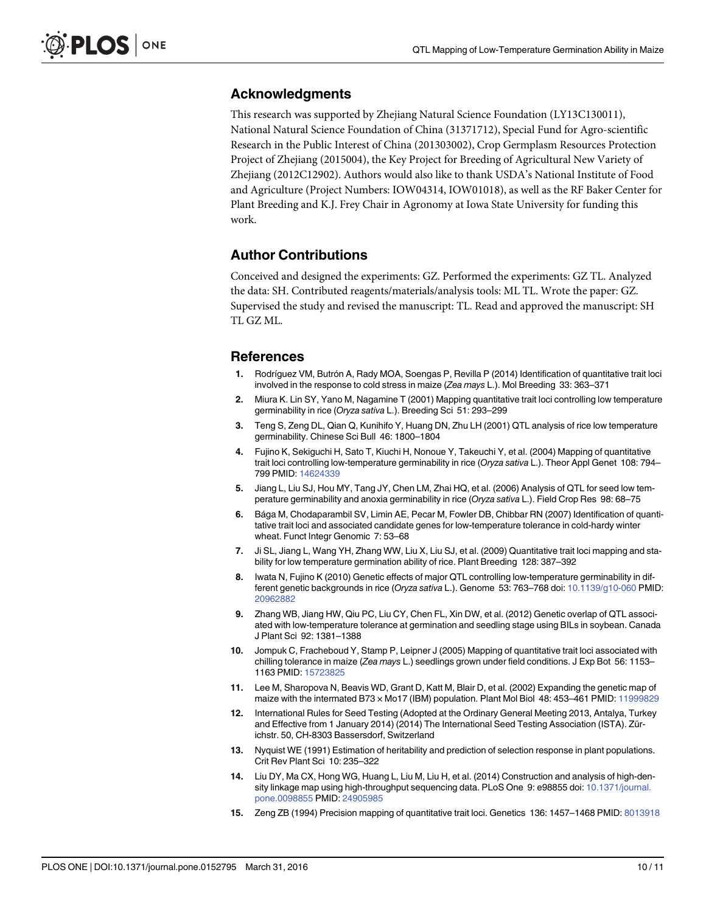## Acknowledgments

This research was supported by Zhejiang Natural Science Foundation (LY13C130011), National Natural Science Foundation of China (31371712), Special Fund for Agro-scientific Research in the Public Interest of China (201303002), Crop Germplasm Resources Protection Project of Zhejiang (2015004), the Key Project for Breeding of Agricultural New Variety of Zhejiang (2012C12902). Authors would also like to thank USDA's National Institute of Food and Agriculture (Project Numbers: IOW04314, IOW01018), as well as the RF Baker Center for Plant Breeding and K.J. Frey Chair in Agronomy at Iowa State University for funding this work.

## Author Contributions

Conceived and designed the experiments: GZ. Performed the experiments: GZ TL. Analyzed the data: SH. Contributed reagents/materials/analysis tools: ML TL. Wrote the paper: GZ. Supervised the study and revised the manuscript: TL. Read and approved the manuscript: SH TL GZ ML.

## References

1. Rodríguez VM, Butrón A, Rady MOA, Soengas P, Revilla P (2014) Identification of quantitative trait loci involved in the response to cold stress in maize (*Zea mays* L.). Mol Breeding 33: 363–371
2. Miura K. Lin SY, Yano M, Nagamine T (2001) Mapping quantitative trait loci controlling low temperature germinability in rice (*Oryza sativa* L.). Breeding Sci 51: 293–299
3. Teng S, Zeng DL, Qian Q, Kunihifo Y, Huang DN, Zhu LH (2001) QTL analysis of rice low temperature germinability. Chinese Sci Bull 46: 1800–1804
4. Fujino K, Sekiguchi H, Sato T, Kiuchi H, Nonoue Y, Takeuchi Y, et al. (2004) Mapping of quantitative trait loci controlling low-temperature germinability in rice (*Oryza sativa* L.). Theor Appl Genet 108: 794–799 PMID: 14624339
5. Jiang L, Liu SJ, Hou MY, Tang JY, Chen LM, Zhai HQ, et al. (2006) Analysis of QTL for seed low temperature germinability and anoxia germinability in rice (*Oryza sativa* L.). Field Crop Res 98: 68–75
6. Bága M, Chodaparambil SV, Limin AE, Pecar M, Fowler DB, Chibbar RN (2007) Identification of quantitative trait loci and associated candidate genes for low-temperature tolerance in cold-hardy winter wheat. Funct Integr Genomic 7: 53–68
7. Ji SL, Jiang L, Wang YH, Zhang WW, Liu X, Liu SJ, et al. (2009) Quantitative trait loci mapping and stability for low temperature germination ability of rice. Plant Breeding 128: 387–392
8. Iwata N, Fujino K (2010) Genetic effects of major QTL controlling low-temperature germinability in different genetic backgrounds in rice (*Oryza sativa* L.). Genome 53: 763–768 doi: 10.1139/g10-060 PMID: 20962882
9. Zhang WB, Jiang HW, Qiu PC, Liu CY, Chen FL, Xin DW, et al. (2012) Genetic overlap of QTL associated with low-temperature tolerance at germination and seedling stage using BILs in soybean. Canada J Plant Sci 92: 1381–1388
10. Jompuk C, Fracheboud Y, Stamp P, Leipner J (2005) Mapping of quantitative trait loci associated with chilling tolerance in maize (*Zea mays* L.) seedlings grown under field conditions. J Exp Bot 56: 1153–1163 PMID: 15723825
11. Lee M, Sharopova N, Beavis WD, Grant D, Katt M, Blair D, et al. (2002) Expanding the genetic map of maize with the intermated B73 × Mo17 (IBM) population. Plant Mol Biol 48: 453–461 PMID: 11999829
12. International Rules for Seed Testing (Adopted at the Ordinary General Meeting 2013, Antalya, Turkey and Effective from 1 January 2014) (2014) The International Seed Testing Association (ISTA). Zürichstr. 50, CH-8303 Bassersdorf, Switzerland
13. Nyquist WE (1991) Estimation of heritability and prediction of selection response in plant populations. Crit Rev Plant Sci 10: 235–322
14. Liu DY, Ma CX, Hong WG, Huang L, Liu M, Liu H, et al. (2014) Construction and analysis of high-density linkage map using high-throughput sequencing data. PLoS One 9: e98855 doi: 10.1371/journal.pone.0098855 PMID: 24905985
15. Zeng ZB (1994) Precision mapping of quantitative trait loci. Genetics 136: 1457–1468 PMID: 8013918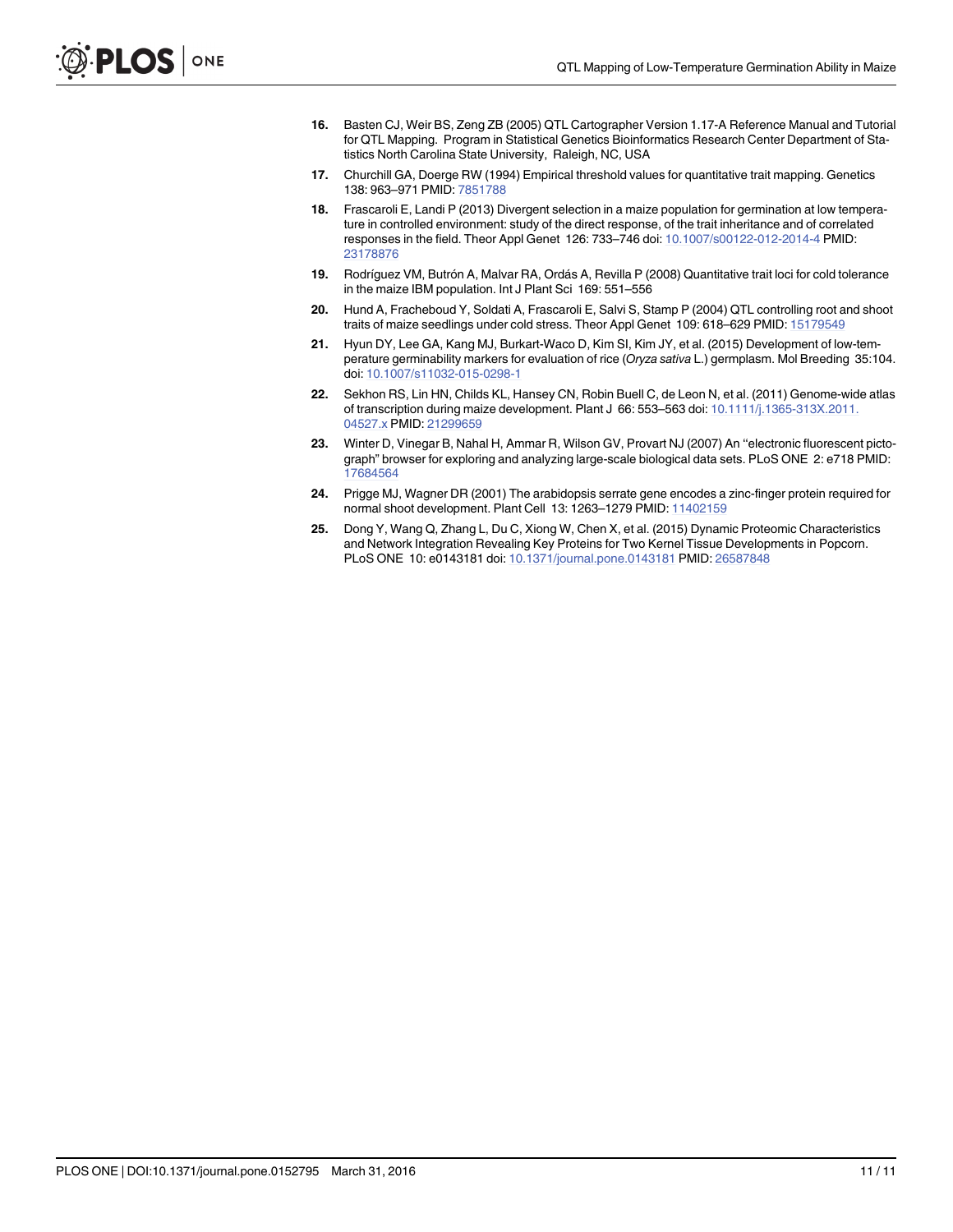16. Basten CJ, Weir BS, Zeng ZB (2005) QTL Cartographer Version 1.17-A Reference Manual and Tutorial for QTL Mapping. Program in Statistical Genetics Bioinformatics Research Center Department of Statistics North Carolina State University, Raleigh, NC, USA

17. Churchill GA, Doerge RW (1994) Empirical threshold values for quantitative trait mapping. Genetics 138: 963–971 PMID: 7851788

18. Frascaroli E, Landi P (2013) Divergent selection in a maize population for germination at low temperature in controlled environment: study of the direct response, of the trait inheritance and of correlated responses in the field. Theor Appl Genet 126: 733–746 doi: 10.1007/s00122-012-2014-4 PMID: 23178876

19. Rodríguez VM, Butrón A, Malvar RA, Ordás A, Revilla P (2008) Quantitative trait loci for cold tolerance in the maize IBM population. Int J Plant Sci 169: 551–556

20. Hund A, Fracheboud Y, Soldati A, Frascaroli E, Salvi S, Stamp P (2004) QTL controlling root and shoot traits of maize seedlings under cold stress. Theor Appl Genet 109: 618–629 PMID: 15179549

21. Hyun DY, Lee GA, Kang MJ, Burkart-Waco D, Kim SI, Kim JY, et al. (2015) Development of low-temperature germinability markers for evaluation of rice (*Oryza sativa* L.) germplasm. Mol Breeding 35:104. doi: 10.1007/s11032-015-0298-1

22. Sekhon RS, Lin HN, Childs KL, Hansey CN, Robin Buell C, de Leon N, et al. (2011) Genome-wide atlas of transcription during maize development. Plant J 66: 553–563 doi: 10.1111/j.1365-313X.2011.04527.x PMID: 21299659

23. Winter D, Vinegar B, Nahal H, Ammar R, Wilson GV, Provart NJ (2007) An "electronic fluorescent pictograph" browser for exploring and analyzing large-scale biological data sets. PLoS ONE 2: e718 PMID: 17684564

24. Prigge MJ, Wagner DR (2001) The arabidopsis serrate gene encodes a zinc-finger protein required for normal shoot development. Plant Cell 13: 1263–1279 PMID: 11402159

25. Dong Y, Wang Q, Zhang L, Du C, Xiong W, Chen X, et al. (2015) Dynamic Proteomic Characteristics and Network Integration Revealing Key Proteins for Two Kernel Tissue Developments in Popcorn. PLoS ONE 10: e0143181 doi: 10.1371/journal.pone.0143181 PMID: 26587848